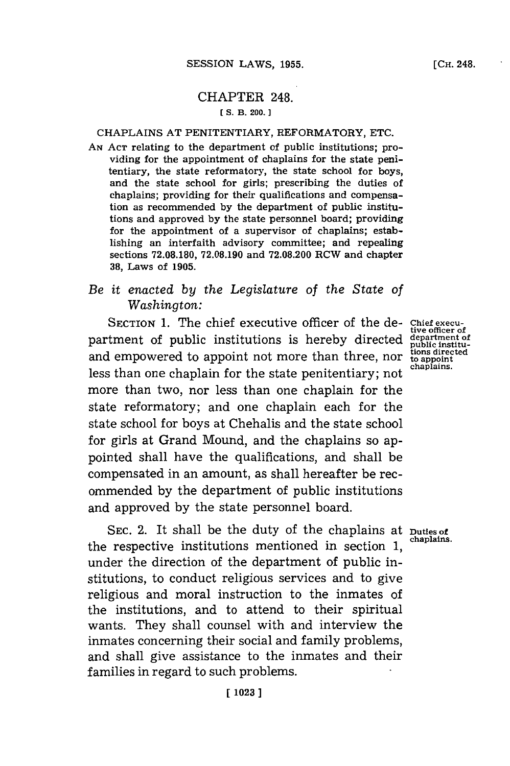# CHAPTER 248.

**[ S. B. 200. ]**

## CHAPLAINS AT PENITENTIARY, REFORMATORY, ETC.

AN ACT relating to the department of public institutions; providing for the appointment of chaplains for the state penitentiary, the state reformatory, the state school for boys, and the state school for girls; prescribing the duties of chaplains; providing for their qualifications and compensation as recommended by the department of public institutions and approved by the state personnel board; providing for the appointment of a supervisor of chaplains; establishing an interfaith advisory committee; and repealing sections 72.08.180, 72.08.190 and 72.08.200 RCW and chapter 38, Laws of 1905.

*Be it enacted by the Legislature of the State of Washington:*

SECTION 1. The chief executive officer of the department of public institutions is hereby directed and empowered to appoint not more than three, nor less than one chaplain for the state penitentiary; not more than two, nor less than one chaplain for the state reformatory; and one chaplain each for the state school for boys at Chehalis and the state school for girls at Grand Mound, and the chaplains so appointed shall have the qualifications, and shall be compensated in an amount, as shall hereafter be recommended by the department of public institutions and approved by the state personnel board.

*Chief executive officer of department of public institutions directed to appoint chaplains.*

SEC. 2. It shall be the duty of the chaplains at the respective institutions mentioned in section 1, under the direction of the department of public institutions, to conduct religious services and to give religious and moral instruction to the inmates of the institutions, and to attend to their spiritual wants. They shall counsel with and interview the inmates concerning their social and family problems, and shall give assistance to the inmates and their families in regard to such problems.

*Duties of chaplains.*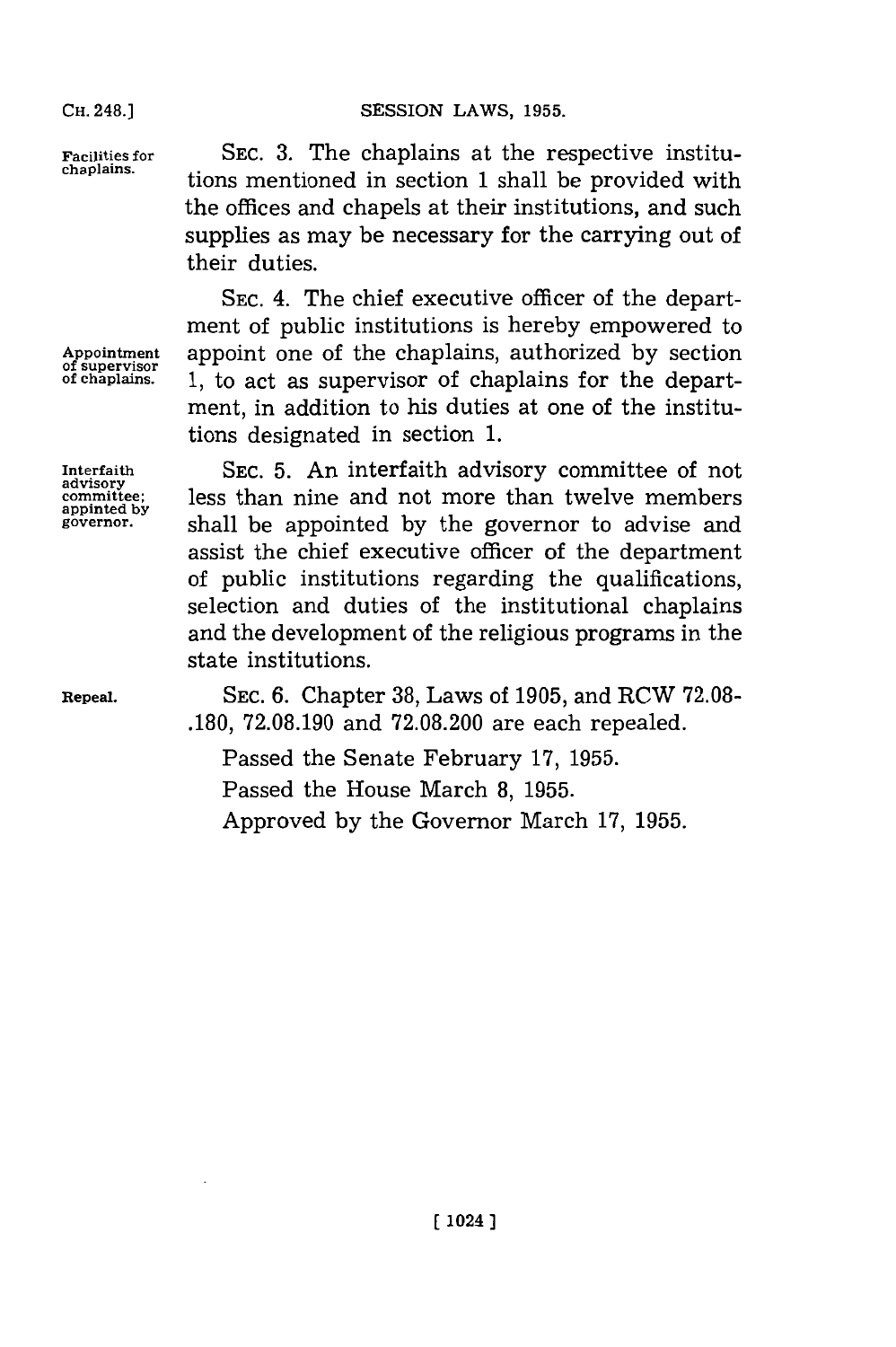**Facilities for chaplains.** SEC. 3. The chaplains at the respective institutions mentioned in section 1 shall be provided with the offices and chapels at their institutions, and such supplies as may be necessary for the carrying out of their duties.

**Appointment of supervisor of chaplains.** SEC. 4. The chief executive officer of the department of public institutions is hereby empowered to appoint one of the chaplains, authorized by section 1, to act as supervisor of chaplains for the department, in addition to his duties at one of the institutions designated in section 1.

**Interfaith advisory committee; appinted by governor.** SEC. 5. An interfaith advisory committee of not less than nine and not more than twelve members shall be appointed by the governor to advise and assist the chief executive officer of the department of public institutions regarding the qualifications, selection and duties of the institutional chaplains and the development of the religious programs in the state institutions.

**Repeal.** SEC. 6. Chapter 38, Laws of 1905, and RCW 72.08.180, 72.08.190 and 72.08.200 are each repealed.

Passed the Senate February 17, 1955.

Passed the House March 8, 1955.

Approved by the Governor March 17, 1955.